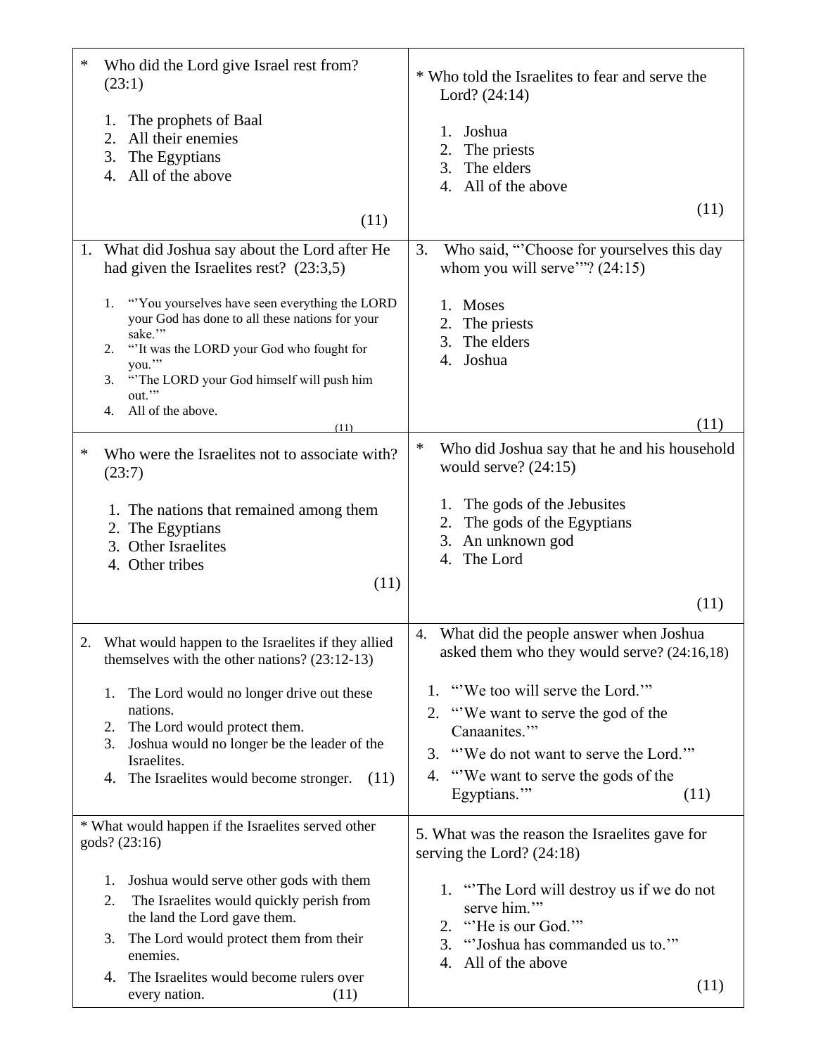\* Who did the Lord give Israel rest from? (23:1)

1. The prophets of Baal
2. All their enemies
3. The Egyptians
4. All of the above

(11)

\* Who told the Israelites to fear and serve the Lord? (24:14)

1. Joshua
2. The priests
3. The elders
4. All of the above

(11)

1\. What did Joshua say about the Lord after He had given the Israelites rest? (23:3,5)

1. "'You yourselves have seen everything the LORD your God has done to all these nations for your sake.'"
2. "'It was the LORD your God who fought for you.'"
3. "'The LORD your God himself will push him out.'"
4. All of the above.

(11)

3\. Who said, "'Choose for yourselves this day whom you will serve'"? (24:15)

1. Moses
2. The priests
3. The elders
4. Joshua

(11)

\* Who were the Israelites not to associate with? (23:7)

1. The nations that remained among them
2. The Egyptians
3. Other Israelites
4. Other tribes

(11)

\* Who did Joshua say that he and his household would serve? (24:15)

1. The gods of the Jebusites
2. The gods of the Egyptians
3. An unknown god
4. The Lord

(11)

2\. What would happen to the Israelites if they allied themselves with the other nations? (23:12-13)

1. The Lord would no longer drive out these nations.
2. The Lord would protect them.
3. Joshua would no longer be the leader of the Israelites.
4. The Israelites would become stronger.

(11)

4\. What did the people answer when Joshua asked them who they would serve? (24:16,18)

1. "'We too will serve the Lord.'"
2. "'We want to serve the god of the Canaanites.'"
3. "'We do not want to serve the Lord.'"
4. "'We want to serve the gods of the Egyptians.'"

(11)

\* What would happen if the Israelites served other gods? (23:16)

1. Joshua would serve other gods with them
2. The Israelites would quickly perish from the land the Lord gave them.
3. The Lord would protect them from their enemies.
4. The Israelites would become rulers over every nation.

(11)

5\. What was the reason the Israelites gave for serving the Lord? (24:18)

1. "'The Lord will destroy us if we do not serve him.'"
2. "'He is our God.'"
3. "'Joshua has commanded us to.'"
4. All of the above

(11)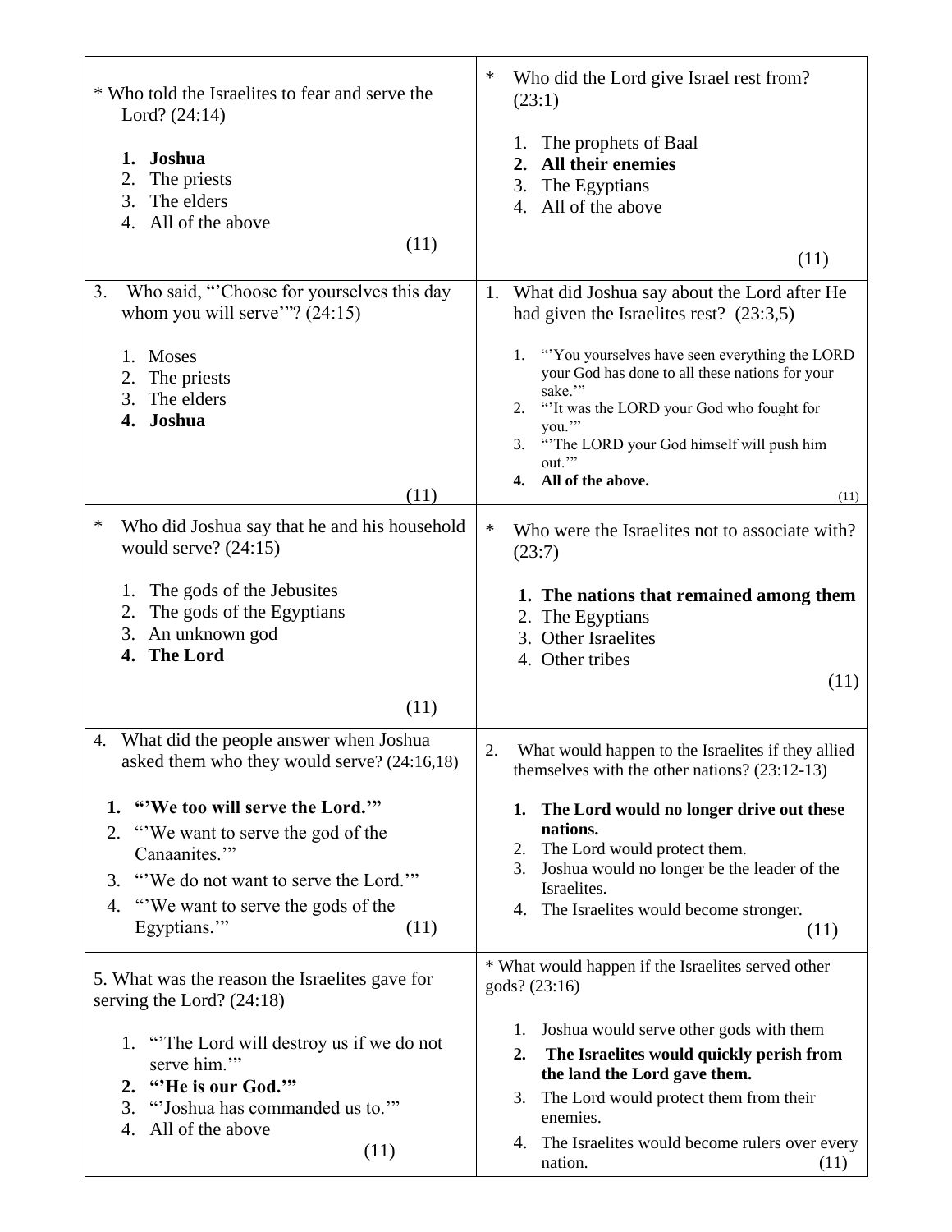\* Who told the Israelites to fear and serve the Lord? (24:14)

1. **Joshua**
2. The priests
3. The elders
4. All of the above

(11)

\* Who did the Lord give Israel rest from? (23:1)

1. The prophets of Baal
2. **All their enemies**
3. The Egyptians
4. All of the above

(11)

3. Who said, "'Choose for yourselves this day whom you will serve'"? (24:15)

1. Moses
2. The priests
3. The elders
4. **Joshua**

(11)

1. What did Joshua say about the Lord after He had given the Israelites rest? (23:3,5)

1. "'You yourselves have seen everything the LORD your God has done to all these nations for your sake.'"
2. "'It was the LORD your God who fought for you.'"
3. "'The LORD your God himself will push him out.'"
4. **All of the above.**

(11)

\* Who did Joshua say that he and his household would serve? (24:15)

1. The gods of the Jebusites
2. The gods of the Egyptians
3. An unknown god
4. **The Lord**

(11)

\* Who were the Israelites not to associate with? (23:7)

1. **The nations that remained among them**
2. The Egyptians
3. Other Israelites
4. Other tribes

(11)

4. What did the people answer when Joshua asked them who they would serve? (24:16,18)

1. **"'We too will serve the Lord.'"**
2. "'We want to serve the god of the Canaanites.'"
3. "'We do not want to serve the Lord.'"
4. "'We want to serve the gods of the Egyptians.'"

(11)

2. What would happen to the Israelites if they allied themselves with the other nations? (23:12-13)

1. **The Lord would no longer drive out these nations.**
2. The Lord would protect them.
3. Joshua would no longer be the leader of the Israelites.
4. The Israelites would become stronger.

(11)

5. What was the reason the Israelites gave for serving the Lord? (24:18)

1. "'The Lord will destroy us if we do not serve him.'"
2. **"'He is our God.'"**
3. "'Joshua has commanded us to.'"
4. All of the above

(11)

\* What would happen if the Israelites served other gods? (23:16)

1. Joshua would serve other gods with them
2. **The Israelites would quickly perish from the land the Lord gave them.**
3. The Lord would protect them from their enemies.
4. The Israelites would become rulers over every nation.

(11)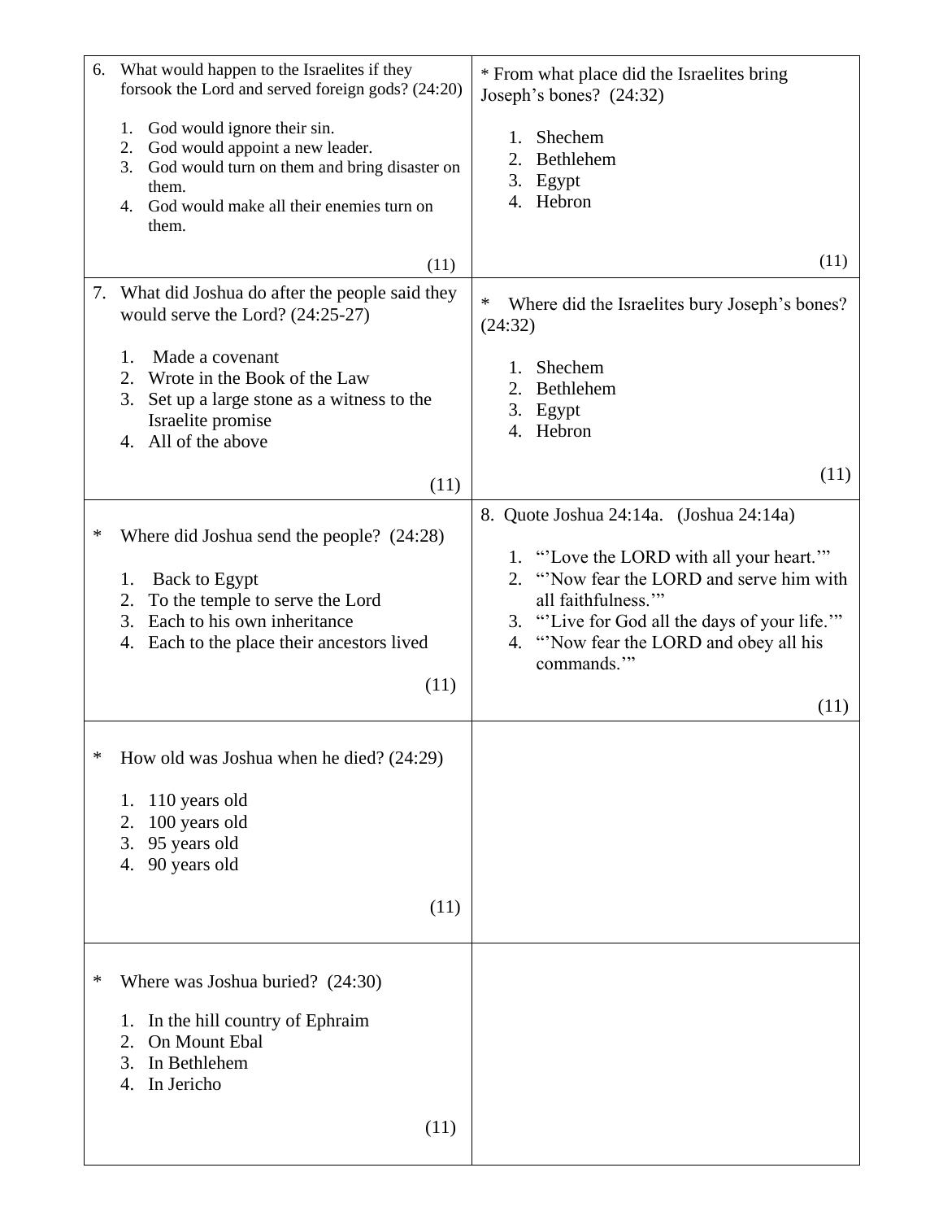6. What would happen to the Israelites if they forsook the Lord and served foreign gods? (24:20)

   1. God would ignore their sin.
   2. God would appoint a new leader.
   3. God would turn on them and bring disaster on them.
   4. God would make all their enemies turn on them.

(11)

7. What did Joshua do after the people said they would serve the Lord? (24:25-27)

   1. Made a covenant
   2. Wrote in the Book of the Law
   3. Set up a large stone as a witness to the Israelite promise
   4. All of the above

(11)

\* Where did Joshua send the people? (24:28)

   1. Back to Egypt
   2. To the temple to serve the Lord
   3. Each to his own inheritance
   4. Each to the place their ancestors lived

(11)

\* How old was Joshua when he died? (24:29)

   1. 110 years old
   2. 100 years old
   3. 95 years old
   4. 90 years old

(11)

\* Where was Joshua buried? (24:30)

   1. In the hill country of Ephraim
   2. On Mount Ebal
   3. In Bethlehem
   4. In Jericho

(11)

\* From what place did the Israelites bring Joseph's bones? (24:32)

   1. Shechem
   2. Bethlehem
   3. Egypt
   4. Hebron

(11)

\* Where did the Israelites bury Joseph's bones? (24:32)

   1. Shechem
   2. Bethlehem
   3. Egypt
   4. Hebron

(11)

8. Quote Joshua 24:14a. (Joshua 24:14a)

   1. "'Love the LORD with all your heart.'"
   2. "'Now fear the LORD and serve him with all faithfulness.'"
   3. "'Live for God all the days of your life.'"
   4. "'Now fear the LORD and obey all his commands.'"

(11)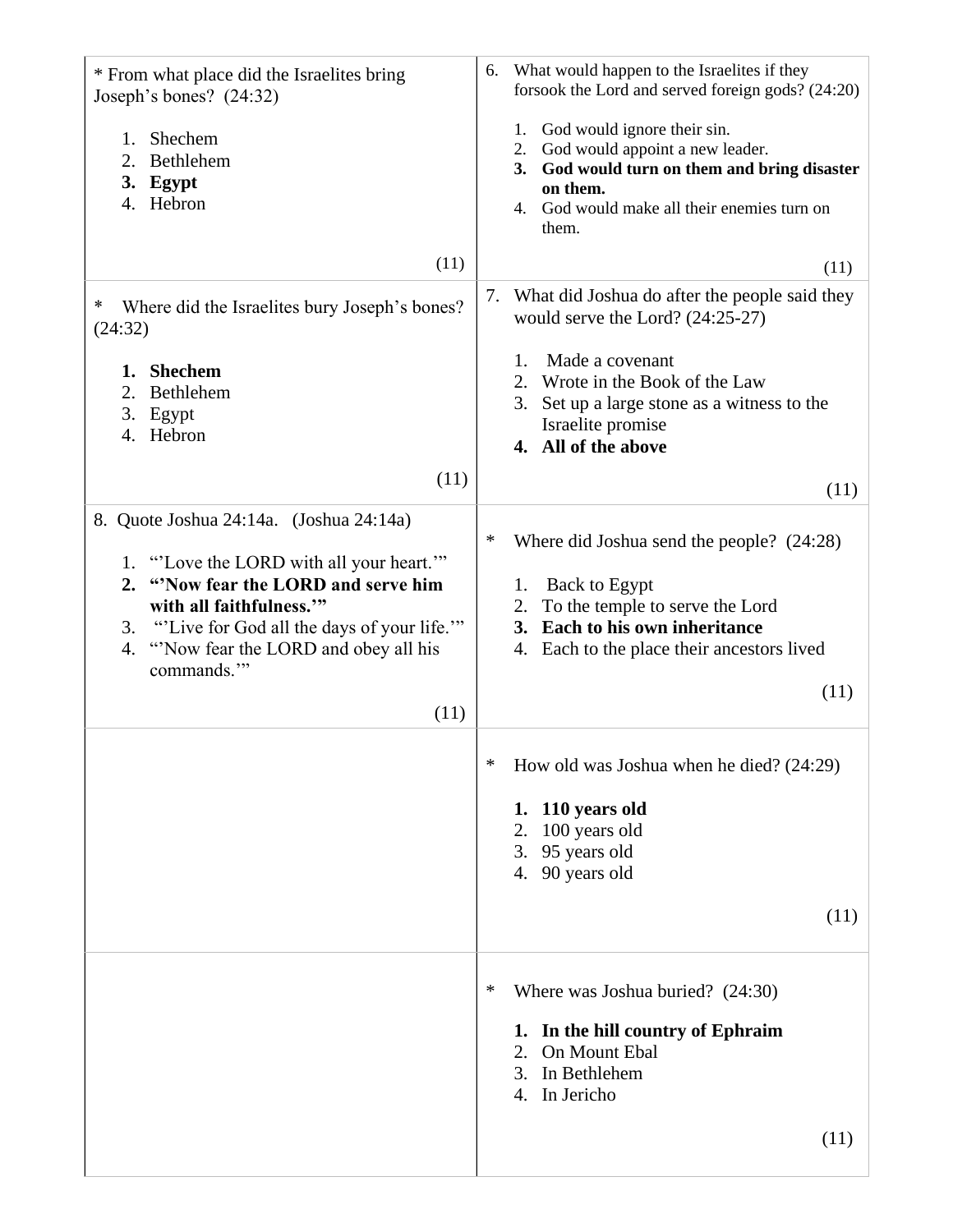* From what place did the Israelites bring Joseph's bones? (24:32)

1. Shechem
2. Bethlehem
3. **Egypt**
4. Hebron

(11)

* Where did the Israelites bury Joseph's bones? (24:32)

1. **Shechem**
2. Bethlehem
3. Egypt
4. Hebron

(11)

8. Quote Joshua 24:14a. (Joshua 24:14a)

1. "'Love the LORD with all your heart.'"
2. **"'Now fear the LORD and serve him with all faithfulness.'"**
3. "'Live for God all the days of your life.'"
4. "'Now fear the LORD and obey all his commands.'"

(11)

6. What would happen to the Israelites if they forsook the Lord and served foreign gods? (24:20)

1. God would ignore their sin.
2. God would appoint a new leader.
3. **God would turn on them and bring disaster on them.**
4. God would make all their enemies turn on them.

(11)

7. What did Joshua do after the people said they would serve the Lord? (24:25-27)

1. Made a covenant
2. Wrote in the Book of the Law
3. Set up a large stone as a witness to the Israelite promise
4. **All of the above**

(11)

* Where did Joshua send the people? (24:28)

1. Back to Egypt
2. To the temple to serve the Lord
3. **Each to his own inheritance**
4. Each to the place their ancestors lived

(11)

* How old was Joshua when he died? (24:29)

1. **110 years old**
2. 100 years old
3. 95 years old
4. 90 years old

(11)

* Where was Joshua buried? (24:30)

1. **In the hill country of Ephraim**
2. On Mount Ebal
3. In Bethlehem
4. In Jericho

(11)